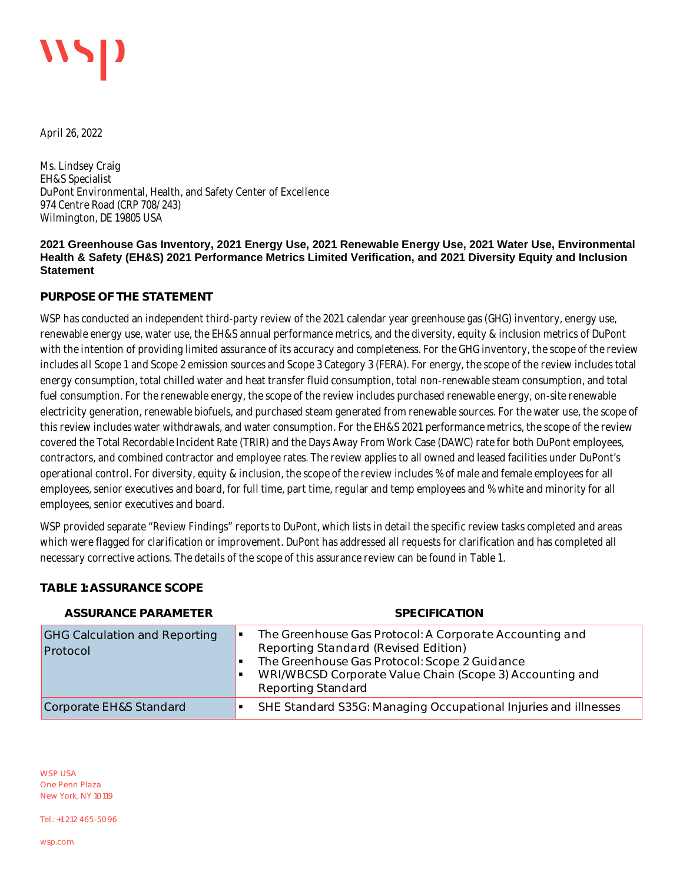April 26, 2022

Ms. Lindsey Craig
EH&S Specialist
DuPont Environmental, Health, and Safety Center of Excellence
974 Centre Road (CRP 708/243)
Wilmington, DE 19805 USA

**2021 Greenhouse Gas Inventory, 2021 Energy Use, 2021 Renewable Energy Use, 2021 Water Use, Environmental Health & Safety (EH&S) 2021 Performance Metrics Limited Verification, and 2021 Diversity Equity and Inclusion Statement**

## PURPOSE OF THE STATEMENT

WSP has conducted an independent third-party review of the 2021 calendar year greenhouse gas (GHG) inventory, energy use, renewable energy use, water use, the EH&S annual performance metrics, and the diversity, equity & inclusion metrics of DuPont with the intention of providing limited assurance of its accuracy and completeness. For the GHG inventory, the scope of the review includes all Scope 1 and Scope 2 emission sources and Scope 3 Category 3 (FERA). For energy, the scope of the review includes total energy consumption, total chilled water and heat transfer fluid consumption, total non-renewable steam consumption, and total fuel consumption. For the renewable energy, the scope of the review includes purchased renewable energy, on-site renewable electricity generation, renewable biofuels, and purchased steam generated from renewable sources. For the water use, the scope of this review includes water withdrawals, and water consumption. For the EH&S 2021 performance metrics, the scope of the review covered the Total Recordable Incident Rate (TRIR) and the Days Away From Work Case (DAWC) rate for both DuPont employees, contractors, and combined contractor and employee rates. The review applies to all owned and leased facilities under DuPont's operational control. For diversity, equity & inclusion, the scope of the review includes % of male and female employees for all employees, senior executives and board, for full time, part time, regular and temp employees and % white and minority for all employees, senior executives and board.

WSP provided separate "Review Findings" reports to DuPont, which lists in detail the specific review tasks completed and areas which were flagged for clarification or improvement. DuPont has addressed all requests for clarification and has completed all necessary corrective actions. The details of the scope of this assurance review can be found in Table 1.

## TABLE 1: ASSURANCE SCOPE

| ASSURANCE PARAMETER | SPECIFICATION |
|---|---|
| GHG Calculation and Reporting Protocol | ▪ The Greenhouse Gas Protocol: A Corporate Accounting and Reporting Standard (Revised Edition)<br>▪ The Greenhouse Gas Protocol: Scope 2 Guidance<br>▪ WRI/WBCSD Corporate Value Chain (Scope 3) Accounting and Reporting Standard |
| Corporate EH&S Standard | ▪ SHE Standard S35G: Managing Occupational Injuries and illnesses |

WSP USA
One Penn Plaza
New York, NY 10119

Tel.: +1 212 465-5096

wsp.com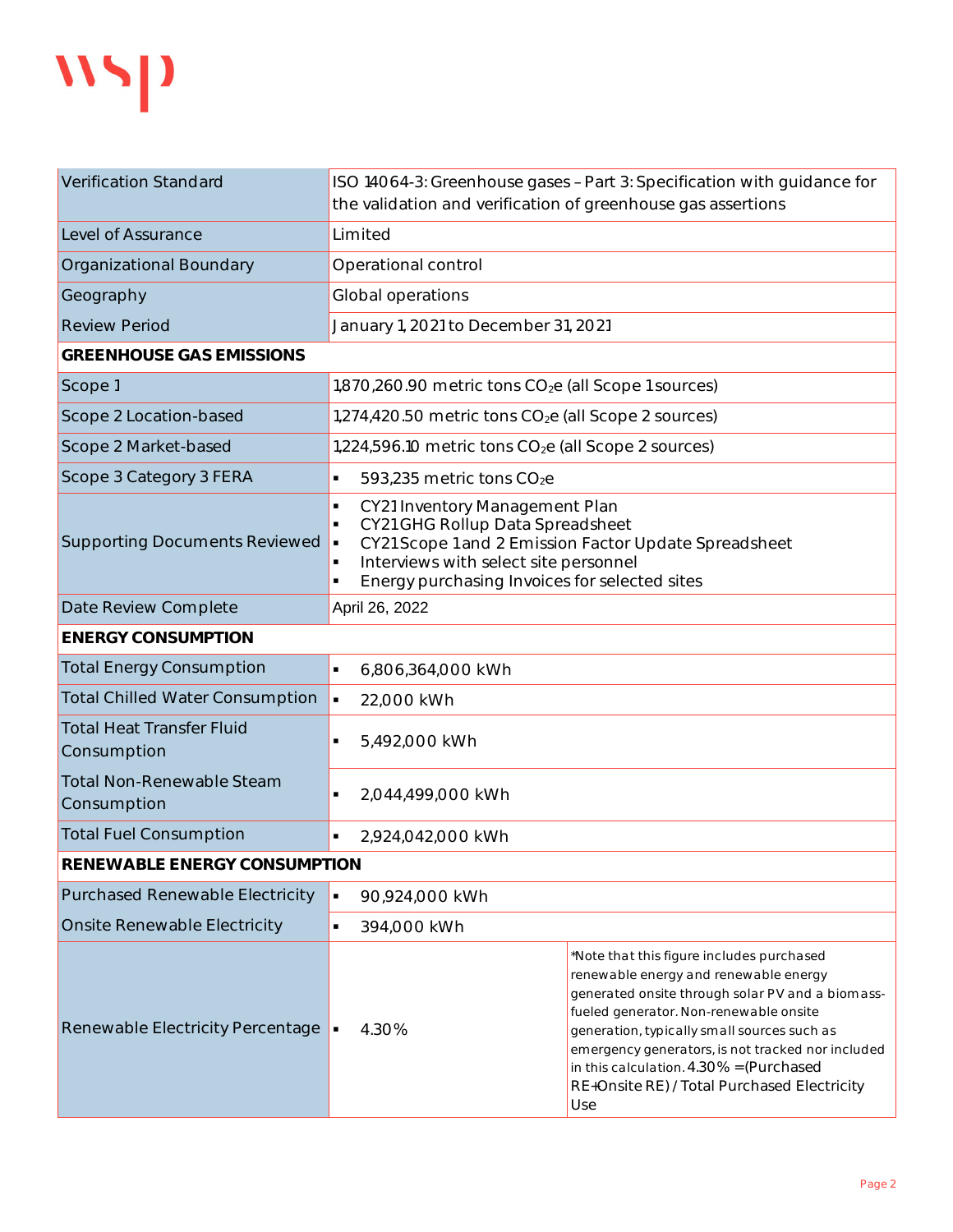| | | |
|---|---|---|
| Verification Standard | ISO 14064-3: Greenhouse gases – Part 3: Specification with guidance for the validation and verification of greenhouse gas assertions | |
| Level of Assurance | Limited | |
| Organizational Boundary | Operational control | |
| Geography | Global operations | |
| Review Period | January 1, 2021 to December 31, 2021 | |
| **GREENHOUSE GAS EMISSIONS** | | |
| Scope 1 | 1,870,260.90 metric tons $CO_2e$ (all Scope 1 sources) | |
| Scope 2 Location-based | 1,274,420.50 metric tons $CO_2e$ (all Scope 2 sources) | |
| Scope 2 Market-based | 1,224,596.10 metric tons $CO_2e$ (all Scope 2 sources) | |
| Scope 3 Category 3 FERA | ▪ 593,235 metric tons $CO_2e$ | |
| Supporting Documents Reviewed | ▪ CY21 Inventory Management Plan<br>▪ CY21 GHG Rollup Data Spreadsheet<br>▪ CY21 Scope 1 and 2 Emission Factor Update Spreadsheet<br>▪ Interviews with select site personnel<br>▪ Energy purchasing Invoices for selected sites | |
| Date Review Complete | April 26, 2022 | |
| **ENERGY CONSUMPTION** | | |
| Total Energy Consumption | ▪ 6,806,364,000 kWh | |
| Total Chilled Water Consumption | ▪ 22,000 kWh | |
| Total Heat Transfer Fluid Consumption | ▪ 5,492,000 kWh | |
| Total Non-Renewable Steam Consumption | ▪ 2,044,499,000 kWh | |
| Total Fuel Consumption | ▪ 2,924,042,000 kWh | |
| **RENEWABLE ENERGY CONSUMPTION** | | |
| Purchased Renewable Electricity | ▪ 90,924,000 kWh | |
| Onsite Renewable Electricity | ▪ 394,000 kWh | |
| Renewable Electricity Percentage | ▪ 4.30% | *Note that this figure includes purchased renewable energy and renewable energy generated onsite through solar PV and a biomass-fueled generator. Non-renewable onsite generation, typically small sources such as emergency generators, is not tracked nor included in this calculation. 4.30% =(Purchased RE+Onsite RE) / Total Purchased Electricity Use |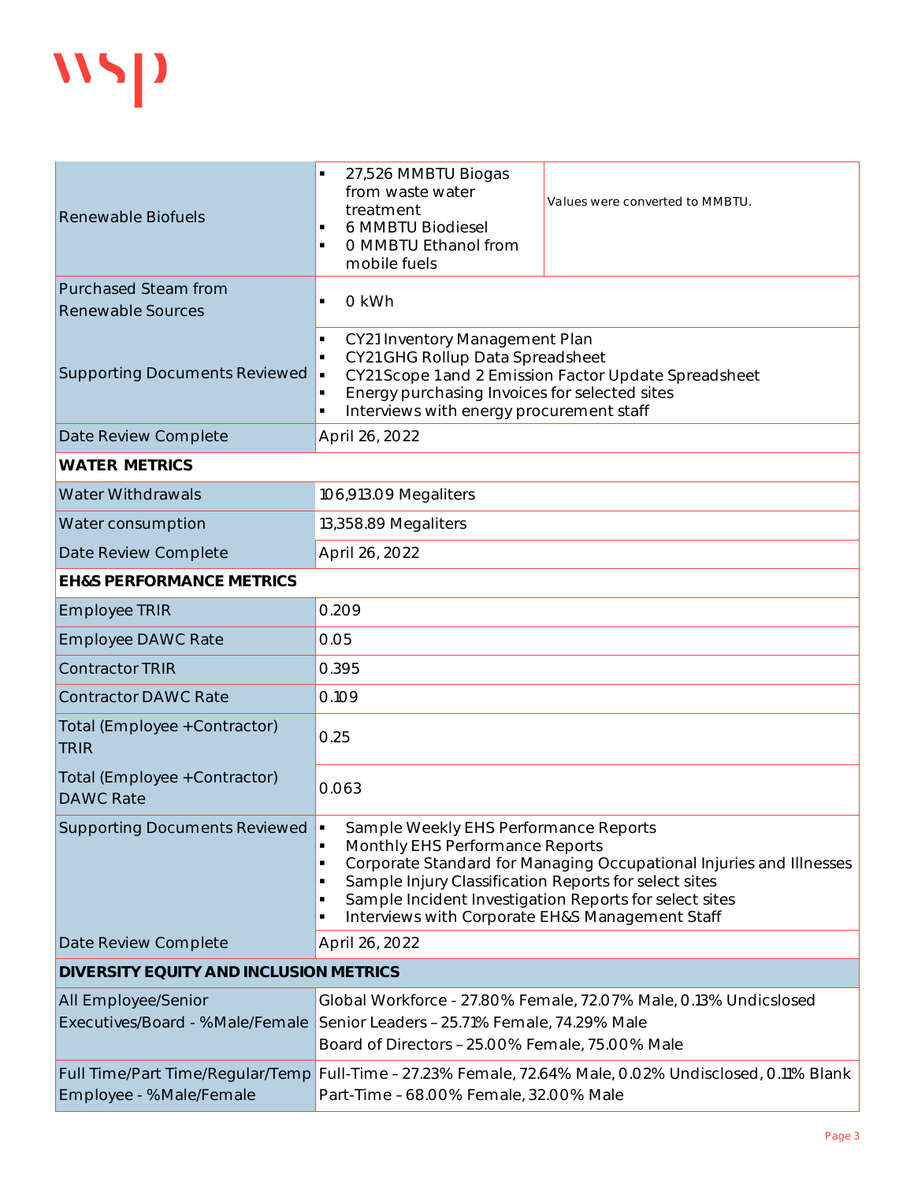| | | |
|---|---|---|
| Renewable Biofuels | ▪ 27,526 MMBTU Biogas from waste water treatment<br>▪ 6 MMBTU Biodiesel<br>▪ 0 MMBTU Ethanol from mobile fuels | Values were converted to MMBTU. |
| Purchased Steam from Renewable Sources | ▪ 0 kWh | |
| Supporting Documents Reviewed | ▪ CY21 Inventory Management Plan<br>▪ CY21 GHG Rollup Data Spreadsheet<br>▪ CY21 Scope 1 and 2 Emission Factor Update Spreadsheet<br>▪ Energy purchasing Invoices for selected sites<br>▪ Interviews with energy procurement staff | |
| Date Review Complete | April 26, 2022 | |
| **WATER METRICS** | | |
| Water Withdrawals | 106,913.09 Megaliters | |
| Water consumption | 13,358.89 Megaliters | |
| Date Review Complete | April 26, 2022 | |
| **EH&S PERFORMANCE METRICS** | | |
| Employee TRIR | 0.209 | |
| Employee DAWC Rate | 0.05 | |
| Contractor TRIR | 0.395 | |
| Contractor DAWC Rate | 0.109 | |
| Total (Employee +Contractor) TRIR | 0.25 | |
| Total (Employee +Contractor) DAWC Rate | 0.063 | |
| Supporting Documents Reviewed | ▪ Sample Weekly EHS Performance Reports<br>▪ Monthly EHS Performance Reports<br>▪ Corporate Standard for Managing Occupational Injuries and Illnesses<br>▪ Sample Injury Classification Reports for select sites<br>▪ Sample Incident Investigation Reports for select sites<br>▪ Interviews with Corporate EH&S Management Staff | |
| Date Review Complete | April 26, 2022 | |
| **DIVERSITY EQUITY AND INCLUSION METRICS** | | |
| All Employee/Senior Executives/Board - %Male/Female | Global Workforce - 27.80% Female, 72.07% Male, 0.13% Undicslosed<br>Senior Leaders – 25.71% Female, 74.29% Male<br>Board of Directors – 25.00% Female, 75.00% Male | |
| Full Time/Part Time/Regular/Temp Employee - %Male/Female | Full-Time – 27.23% Female, 72.64% Male, 0.02% Undisclosed, 0.11% Blank<br>Part-Time – 68.00% Female, 32.00% Male | |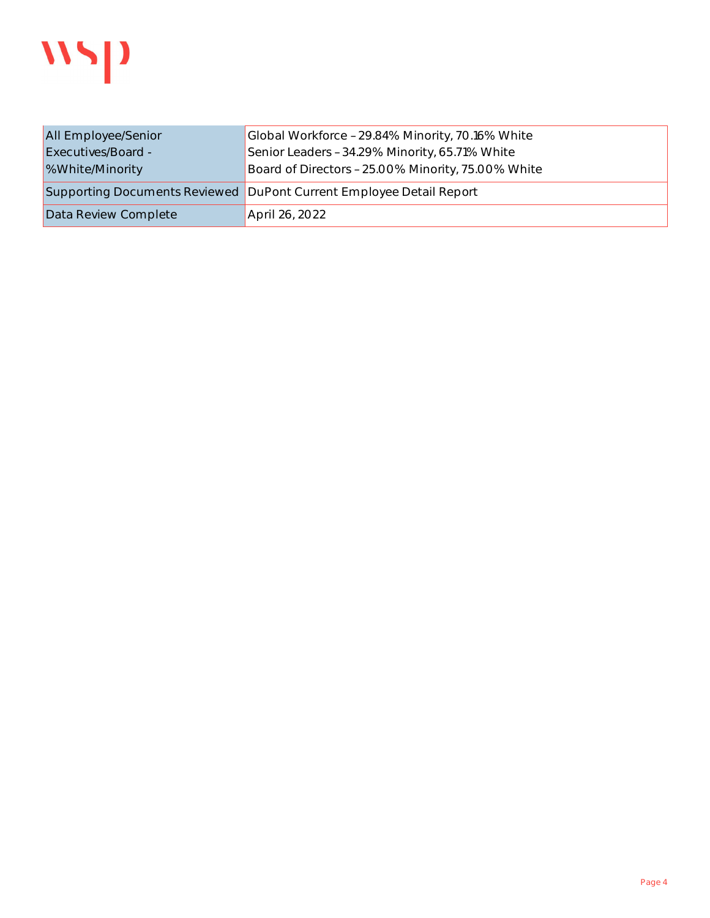| | |
|---|---|
| All Employee/Senior Executives/Board - %White/Minority | Global Workforce – 29.84% Minority, 70.16% White<br>Senior Leaders – 34.29% Minority, 65.71% White<br>Board of Directors – 25.00% Minority, 75.00% White |
| Supporting Documents Reviewed | DuPont Current Employee Detail Report |
| Data Review Complete | April 26, 2022 |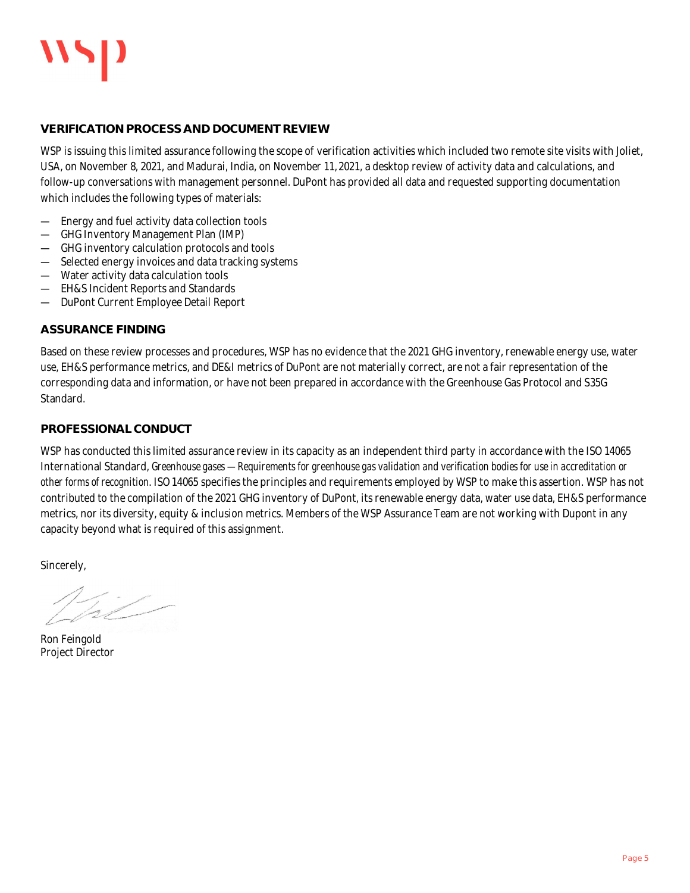## VERIFICATION PROCESS AND DOCUMENT REVIEW

WSP is issuing this limited assurance following the scope of verification activities which included two remote site visits with Joliet, USA, on November 8, 2021, and Madurai, India, on November 11, 2021, a desktop review of activity data and calculations, and follow-up conversations with management personnel. DuPont has provided all data and requested supporting documentation which includes the following types of materials:

- Energy and fuel activity data collection tools
- GHG Inventory Management Plan (IMP)
- GHG inventory calculation protocols and tools
- Selected energy invoices and data tracking systems
- Water activity data calculation tools
- EH&S Incident Reports and Standards
- DuPont Current Employee Detail Report

## ASSURANCE FINDING

Based on these review processes and procedures, WSP has no evidence that the 2021 GHG inventory, renewable energy use, water use, EH&S performance metrics, and DE&I metrics of DuPont are not materially correct, are not a fair representation of the corresponding data and information, or have not been prepared in accordance with the Greenhouse Gas Protocol and S35G Standard.

## PROFESSIONAL CONDUCT

WSP has conducted this limited assurance review in its capacity as an independent third party in accordance with the ISO 14065 International Standard, *Greenhouse gases — Requirements for greenhouse gas validation and verification bodies for use in accreditation or other forms of recognition*. ISO 14065 specifies the principles and requirements employed by WSP to make this assertion. WSP has not contributed to the compilation of the 2021 GHG inventory of DuPont, its renewable energy data, water use data, EH&S performance metrics, nor its diversity, equity & inclusion metrics. Members of the WSP Assurance Team are not working with Dupont in any capacity beyond what is required of this assignment.

Sincerely,

Ron Feingold
Project Director